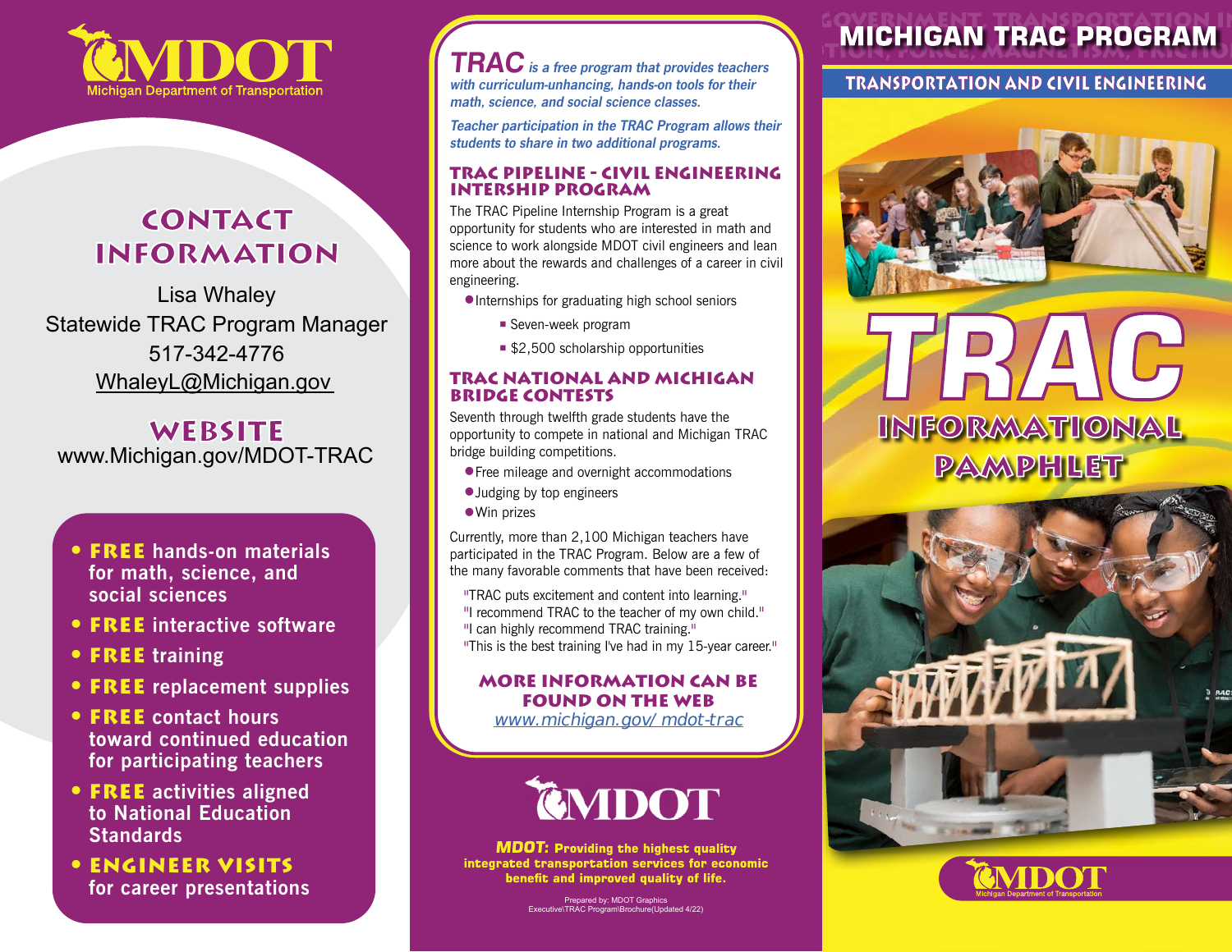# MDOT

Michigan Department of Transportation

## CONTACT INFORMATION

Lisa Whaley
Statewide TRAC Program Manager
517-342-4776
WhaleyL@Michigan.gov

## WEBSITE

www.Michigan.gov/MDOT-TRAC

- **FREE** hands-on materials for math, science, and social sciences
- **FREE** interactive software
- **FREE** training
- **FREE** replacement supplies
- **FREE** contact hours toward continued education for participating teachers
- **FREE** activities aligned to National Education Standards
- **ENGINEER VISITS** for career presentations

***TRAC** is a free program that provides teachers with curriculum-unhancing, hands-on tools for their math, science, and social science classes.*

*Teacher participation in the TRAC Program allows their students to share in two additional programs.*

## TRAC PIPELINE - CIVIL ENGINEERING INTERSHIP PROGRAM

The TRAC Pipeline Internship Program is a great opportunity for students who are interested in math and science to work alongside MDOT civil engineers and lean more about the rewards and challenges of a career in civil engineering.

- Internships for graduating high school seniors
  - Seven-week program
  - $2,500 scholarship opportunities

## TRAC NATIONAL AND MICHIGAN BRIDGE CONTESTS

Seventh through twelfth grade students have the opportunity to compete in national and Michigan TRAC bridge building competitions.

- Free mileage and overnight accommodations
- Judging by top engineers
- Win prizes

Currently, more than 2,100 Michigan teachers have participated in the TRAC Program. Below are a few of the many favorable comments that have been received:

"TRAC puts excitement and content into learning."
"I recommend TRAC to the teacher of my own child."
"I can highly recommend TRAC training."
"This is the best training I've had in my 15-year career."

### MORE INFORMATION CAN BE FOUND ON THE WEB

www.michigan.gov/ mdot-trac

# MDOT

**MDOT: Providing the highest quality integrated transportation services for economic benefit and improved quality of life.**

Prepared by: MDOT Graphics
Executive\TRAC Program\Brochure(Updated 4/22)

# MICHIGAN TRAC PROGRAM

## TRANSPORTATION AND CIVIL ENGINEERING

# TRAC

## INFORMATIONAL PAMPHLET

MDOT
Michigan Department of Transportation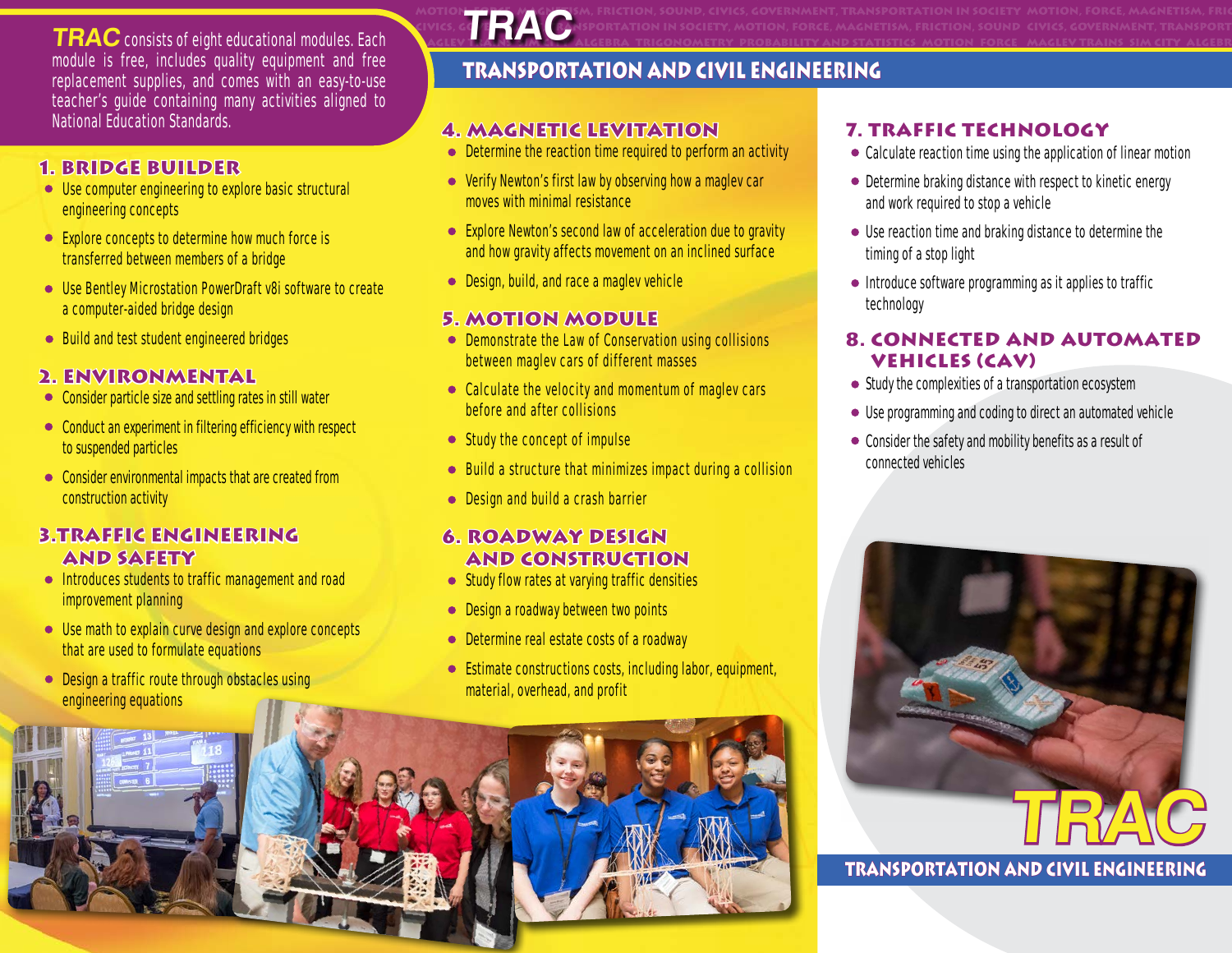**TRAC** consists of eight educational modules. Each module is free, includes quality equipment and free replacement supplies, and comes with an easy-to-use teacher's guide containing many activities aligned to National Education Standards.

# TRAC

## TRANSPORTATION AND CIVIL ENGINEERING

### 1. BRIDGE BUILDER

- Use computer engineering to explore basic structural engineering concepts
- Explore concepts to determine how much force is transferred between members of a bridge
- Use Bentley Microstation PowerDraft v8i software to create a computer-aided bridge design
- Build and test student engineered bridges

### 2. ENVIRONMENTAL

- Consider particle size and settling rates in still water
- Conduct an experiment in filtering efficiency with respect to suspended particles
- Consider environmental impacts that are created from construction activity

### 3.TRAFFIC ENGINEERING AND SAFETY

- Introduces students to traffic management and road improvement planning
- Use math to explain curve design and explore concepts that are used to formulate equations
- Design a traffic route through obstacles using engineering equations

### 4. MAGNETIC LEVITATION

- Determine the reaction time required to perform an activity
- Verify Newton's first law by observing how a maglev car moves with minimal resistance
- Explore Newton's second law of acceleration due to gravity and how gravity affects movement on an inclined surface
- Design, build, and race a maglev vehicle

### 5. MOTION MODULE

- Demonstrate the Law of Conservation using collisions between maglev cars of different masses
- Calculate the velocity and momentum of maglev cars before and after collisions
- Study the concept of impulse
- Build a structure that minimizes impact during a collision
- Design and build a crash barrier

### 6. ROADWAY DESIGN AND CONSTRUCTION

- Study flow rates at varying traffic densities
- Design a roadway between two points
- Determine real estate costs of a roadway
- Estimate constructions costs, including labor, equipment, material, overhead, and profit

### 7. TRAFFIC TECHNOLOGY

- Calculate reaction time using the application of linear motion
- Determine braking distance with respect to kinetic energy and work required to stop a vehicle
- Use reaction time and braking distance to determine the timing of a stop light
- Introduce software programming as it applies to traffic technology

### 8. CONNECTED AND AUTOMATED VEHICLES (CAV)

- Study the complexities of a transportation ecosystem
- Use programming and coding to direct an automated vehicle
- Consider the safety and mobility benefits as a result of connected vehicles

# TRAC

## TRANSPORTATION AND CIVIL ENGINEERING